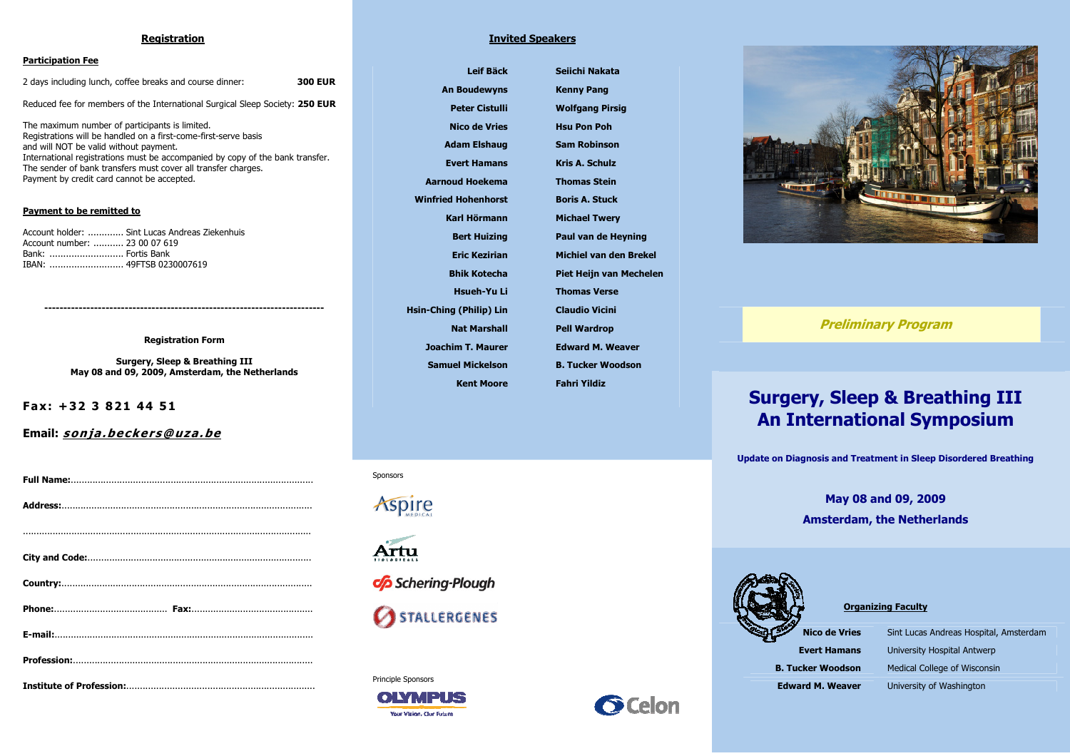## Registration

**Participation Fee**

2 days including lunch, coffee breaks and course dinner: **300 EUR**

Reduced fee for members of the International Surgical Sleep Society: **250 EUR**

The maximum number of participants is limited.
Registrations will be handled on a first-come-first-serve basis
and will NOT be valid without payment.
International registrations must be accompanied by copy of the bank transfer.
The sender of bank transfers must cover all transfer charges.
Payment by credit card cannot be accepted.

**Payment to be remitted to**

Account holder: ............. Sint Lucas Andreas Ziekenhuis
Account number: ........... 23 00 07 619
Bank: ........................... Fortis Bank
IBAN: ........................... 49FTSB 0230007619

---

**Registration Form**

**Surgery, Sleep & Breathing III**
**May 08 and 09, 2009, Amsterdam, the Netherlands**

**Fax: +32 3 821 44 51**

**Email: *sonja.beckers@uza.be***

**Full Name:**.........................................................................................

**Address:**............................................................................................

..........................................................................................................

**City and Code:**..................................................................................

**Country:**.............................................................................................

**Phone:**.......................................... **Fax:**............................................

**E-mail:**...............................................................................................

**Profession:**.........................................................................................

**Institute of Profession:**.....................................................................

## Invited Speakers

| | |
|---|---|
| **Leif Bäck** | **Seiichi Nakata** |
| **An Boudewyns** | **Kenny Pang** |
| **Peter Cistulli** | **Wolfgang Pirsig** |
| **Nico de Vries** | **Hsu Pon Poh** |
| **Adam Elshaug** | **Sam Robinson** |
| **Evert Hamans** | **Kris A. Schulz** |
| **Aarnoud Hoekema** | **Thomas Stein** |
| **Winfried Hohenhorst** | **Boris A. Stuck** |
| **Karl Hörmann** | **Michael Twery** |
| **Bert Huizing** | **Paul van de Heyning** |
| **Eric Kezirian** | **Michiel van den Brekel** |
| **Bhik Kotecha** | **Piet Heijn van Mechelen** |
| **Hsueh-Yu Li** | **Thomas Verse** |
| **Hsin-Ching (Philip) Lin** | **Claudio Vicini** |
| **Nat Marshall** | **Pell Wardrop** |
| **Joachim T. Maurer** | **Edward M. Weaver** |
| **Samuel Mickelson** | **B. Tucker Woodson** |
| **Kent Moore** | **Fahri Yildiz** |

Sponsors

Aspire Medical

Artu Biologicals

Schering-Plough

Stallergenes

Principle Sponsors

Olympus — Your Vision, Our Future

Celon

***Preliminary Program***

# Surgery, Sleep & Breathing III
# An International Symposium

**Update on Diagnosis and Treatment in Sleep Disordered Breathing**

**May 08 and 09, 2009**
**Amsterdam, the Netherlands**

**Organizing Faculty**

| | |
|---|---|
| **Nico de Vries** | Sint Lucas Andreas Hospital, Amsterdam |
| **Evert Hamans** | University Hospital Antwerp |
| **B. Tucker Woodson** | Medical College of Wisconsin |
| **Edward M. Weaver** | University of Washington |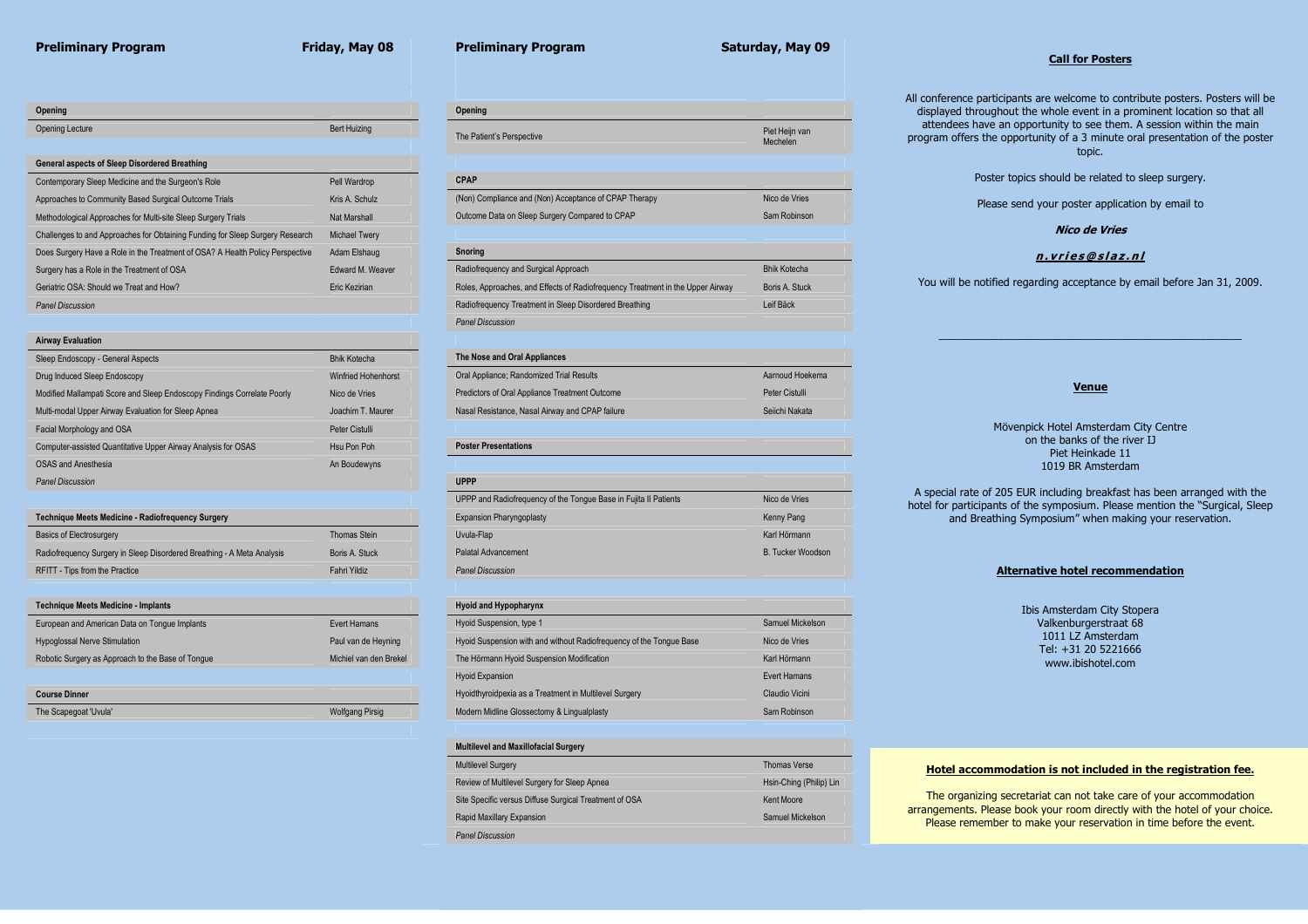## Preliminary Program — Friday, May 08

| | |
|---|---|
| **Opening** | |
| Opening Lecture | Bert Huizing |
| **General aspects of Sleep Disordered Breathing** | |
| Contemporary Sleep Medicine and the Surgeon's Role | Pell Wardrop |
| Approaches to Community Based Surgical Outcome Trials | Kris A. Schulz |
| Methodological Approaches for Multi-site Sleep Surgery Trials | Nat Marshall |
| Challenges to and Approaches for Obtaining Funding for Sleep Surgery Research | Michael Twery |
| Does Surgery Have a Role in the Treatment of OSA? A Health Policy Perspective | Adam Elshaug |
| Surgery has a Role in the Treatment of OSA | Edward M. Weaver |
| Geriatric OSA: Should we Treat and How? | Eric Kezirian |
| *Panel Discussion* | |
| **Airway Evaluation** | |
| Sleep Endoscopy - General Aspects | Bhik Kotecha |
| Drug Induced Sleep Endoscopy | Winfried Hohenhorst |
| Modified Mallampati Score and Sleep Endoscopy Findings Correlate Poorly | Nico de Vries |
| Multi-modal Upper Airway Evaluation for Sleep Apnea | Joachim T. Maurer |
| Facial Morphology and OSA | Peter Cistulli |
| Computer-assisted Quantitative Upper Airway Analysis for OSAS | Hsu Pon Poh |
| OSAS and Anesthesia | An Boudewyns |
| *Panel Discussion* | |
| **Technique Meets Medicine - Radiofrequency Surgery** | |
| Basics of Electrosurgery | Thomas Stein |
| Radiofrequency Surgery in Sleep Disordered Breathing - A Meta Analysis | Boris A. Stuck |
| RFITT - Tips from the Practice | Fahri Yildiz |
| **Technique Meets Medicine - Implants** | |
| European and American Data on Tongue Implants | Evert Hamans |
| Hypoglossal Nerve Stimulation | Paul van de Heyning |
| Robotic Surgery as Approach to the Base of Tongue | Michiel van den Brekel |
| **Course Dinner** | |
| The Scapegoat 'Uvula' | Wolfgang Pirsig |

## Preliminary Program — Saturday, May 09

| | |
|---|---|
| **Opening** | |
| The Patient's Perspective | Piet Heijn van Mechelen |
| **CPAP** | |
| (Non) Compliance and (Non) Acceptance of CPAP Therapy | Nico de Vries |
| Outcome Data on Sleep Surgery Compared to CPAP | Sam Robinson |
| **Snoring** | |
| Radiofrequency and Surgical Approach | Bhik Kotecha |
| Roles, Approaches, and Effects of Radiofrequency Treatment in the Upper Airway | Boris A. Stuck |
| Radiofrequency Treatment in Sleep Disordered Breathing | Leif Bäck |
| *Panel Discussion* | |
| **The Nose and Oral Appliances** | |
| Oral Appliance; Randomized Trial Results | Aarnoud Hoekema |
| Predictors of Oral Appliance Treatment Outcome | Peter Cistulli |
| Nasal Resistance, Nasal Airway and CPAP failure | Seiichi Nakata |
| **Poster Presentations** | |
| **UPPP** | |
| UPPP and Radiofrequency of the Tongue Base in Fujita II Patients | Nico de Vries |
| Expansion Pharyngoplasty | Kenny Pang |
| Uvula-Flap | Karl Hörmann |
| Palatal Advancement | B. Tucker Woodson |
| *Panel Discussion* | |
| **Hyoid and Hypopharynx** | |
| Hyoid Suspension, type 1 | Samuel Mickelson |
| Hyoid Suspension with and without Radiofrequency of the Tongue Base | Nico de Vries |
| The Hörmann Hyoid Suspension Modification | Karl Hörmann |
| Hyoid Expansion | Evert Hamans |
| Hyoidthyroidpexia as a Treatment in Multilevel Surgery | Claudio Vicini |
| Modern Midline Glossectomy & Lingualplasty | Sam Robinson |
| **Multilevel and Maxillofacial Surgery** | |
| Multilevel Surgery | Thomas Verse |
| Review of Multilevel Surgery for Sleep Apnea | Hsin-Ching (Philip) Lin |
| Site Specific versus Diffuse Surgical Treatment of OSA | Kent Moore |
| Rapid Maxillary Expansion | Samuel Mickelson |
| *Panel Discussion* | |

## Call for Posters

All conference participants are welcome to contribute posters. Posters will be displayed throughout the whole event in a prominent location so that all attendees have an opportunity to see them. A session within the main program offers the opportunity of a 3 minute oral presentation of the poster topic.

Poster topics should be related to sleep surgery.

Please send your poster application by email to

***Nico de Vries***

***n.vries@slaz.nl***

You will be notified regarding acceptance by email before Jan 31, 2009.

## Venue

Mövenpick Hotel Amsterdam City Centre
on the banks of the river IJ
Piet Heinkade 11
1019 BR Amsterdam

A special rate of 205 EUR including breakfast has been arranged with the hotel for participants of the symposium. Please mention the "Surgical, Sleep and Breathing Symposium" when making your reservation.

## Alternative hotel recommendation

Ibis Amsterdam City Stopera
Valkenburgerstraat 68
1011 LZ Amsterdam
Tel: +31 20 5221666
www.ibishotel.com

**Hotel accommodation is not included in the registration fee.**

The organizing secretariat can not take care of your accommodation arrangements. Please book your room directly with the hotel of your choice. Please remember to make your reservation in time before the event.